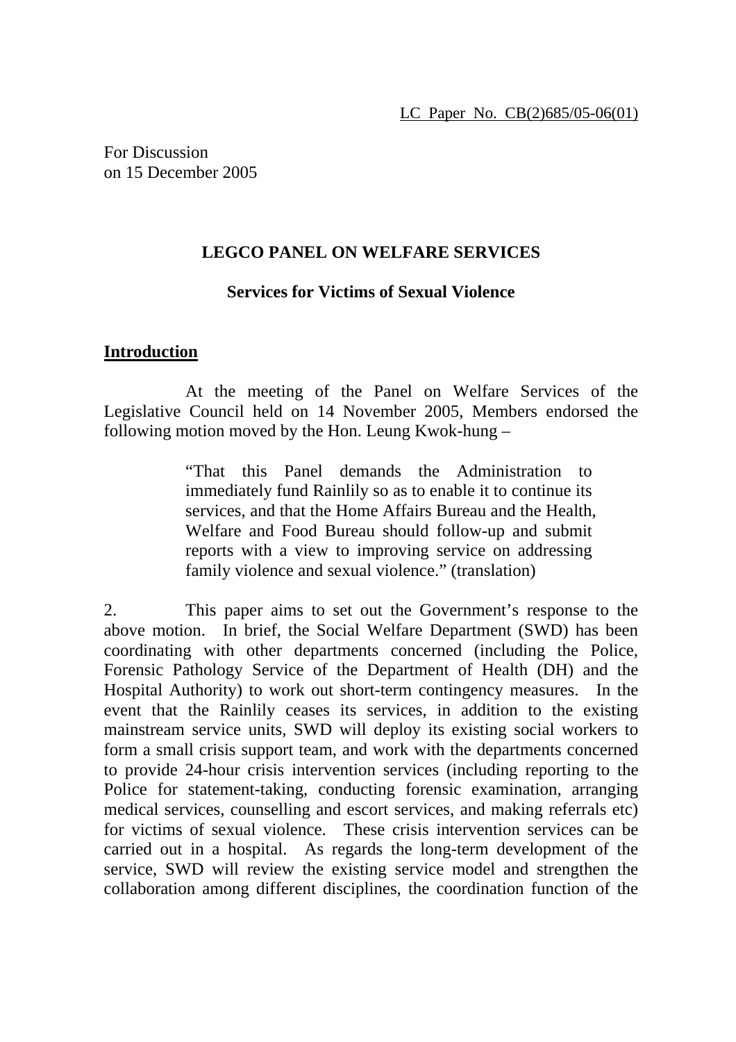LC Paper No. CB(2)685/05-06(01)

For Discussion
on 15 December 2005

# LEGCO PANEL ON WELFARE SERVICES

## Services for Victims of Sexual Violence

### Introduction

At the meeting of the Panel on Welfare Services of the Legislative Council held on 14 November 2005, Members endorsed the following motion moved by the Hon. Leung Kwok-hung –

> "That this Panel demands the Administration to immediately fund Rainlily so as to enable it to continue its services, and that the Home Affairs Bureau and the Health, Welfare and Food Bureau should follow-up and submit reports with a view to improving service on addressing family violence and sexual violence." (translation)

2. This paper aims to set out the Government's response to the above motion. In brief, the Social Welfare Department (SWD) has been coordinating with other departments concerned (including the Police, Forensic Pathology Service of the Department of Health (DH) and the Hospital Authority) to work out short-term contingency measures. In the event that the Rainlily ceases its services, in addition to the existing mainstream service units, SWD will deploy its existing social workers to form a small crisis support team, and work with the departments concerned to provide 24-hour crisis intervention services (including reporting to the Police for statement-taking, conducting forensic examination, arranging medical services, counselling and escort services, and making referrals etc) for victims of sexual violence. These crisis intervention services can be carried out in a hospital. As regards the long-term development of the service, SWD will review the existing service model and strengthen the collaboration among different disciplines, the coordination function of the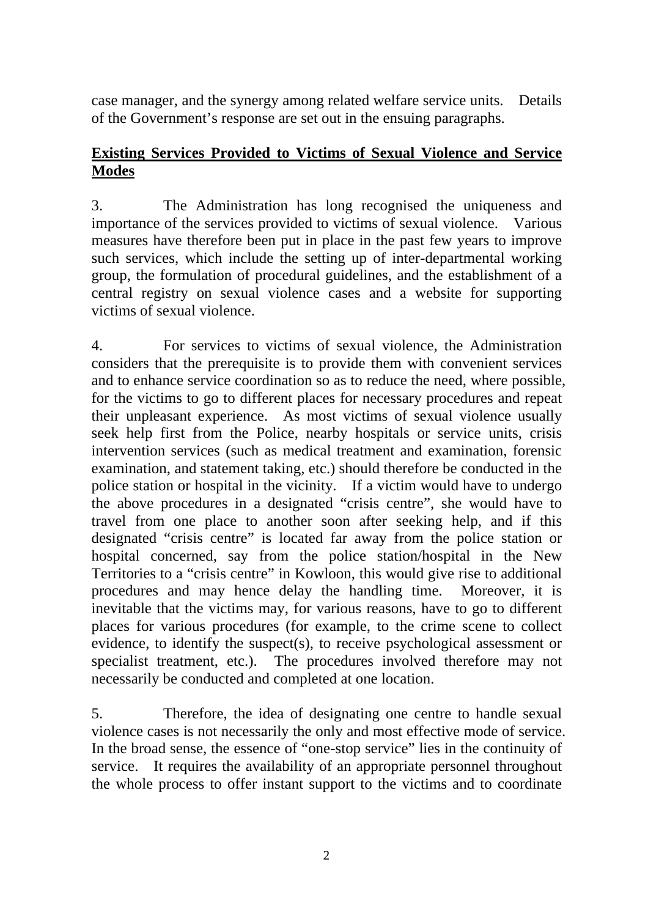case manager, and the synergy among related welfare service units. Details of the Government's response are set out in the ensuing paragraphs.

**<u>Existing Services Provided to Victims of Sexual Violence and Service Modes</u>**

3. The Administration has long recognised the uniqueness and importance of the services provided to victims of sexual violence. Various measures have therefore been put in place in the past few years to improve such services, which include the setting up of inter-departmental working group, the formulation of procedural guidelines, and the establishment of a central registry on sexual violence cases and a website for supporting victims of sexual violence.

4. For services to victims of sexual violence, the Administration considers that the prerequisite is to provide them with convenient services and to enhance service coordination so as to reduce the need, where possible, for the victims to go to different places for necessary procedures and repeat their unpleasant experience. As most victims of sexual violence usually seek help first from the Police, nearby hospitals or service units, crisis intervention services (such as medical treatment and examination, forensic examination, and statement taking, etc.) should therefore be conducted in the police station or hospital in the vicinity. If a victim would have to undergo the above procedures in a designated "crisis centre", she would have to travel from one place to another soon after seeking help, and if this designated "crisis centre" is located far away from the police station or hospital concerned, say from the police station/hospital in the New Territories to a "crisis centre" in Kowloon, this would give rise to additional procedures and may hence delay the handling time. Moreover, it is inevitable that the victims may, for various reasons, have to go to different places for various procedures (for example, to the crime scene to collect evidence, to identify the suspect(s), to receive psychological assessment or specialist treatment, etc.). The procedures involved therefore may not necessarily be conducted and completed at one location.

5. Therefore, the idea of designating one centre to handle sexual violence cases is not necessarily the only and most effective mode of service. In the broad sense, the essence of "one-stop service" lies in the continuity of service. It requires the availability of an appropriate personnel throughout the whole process to offer instant support to the victims and to coordinate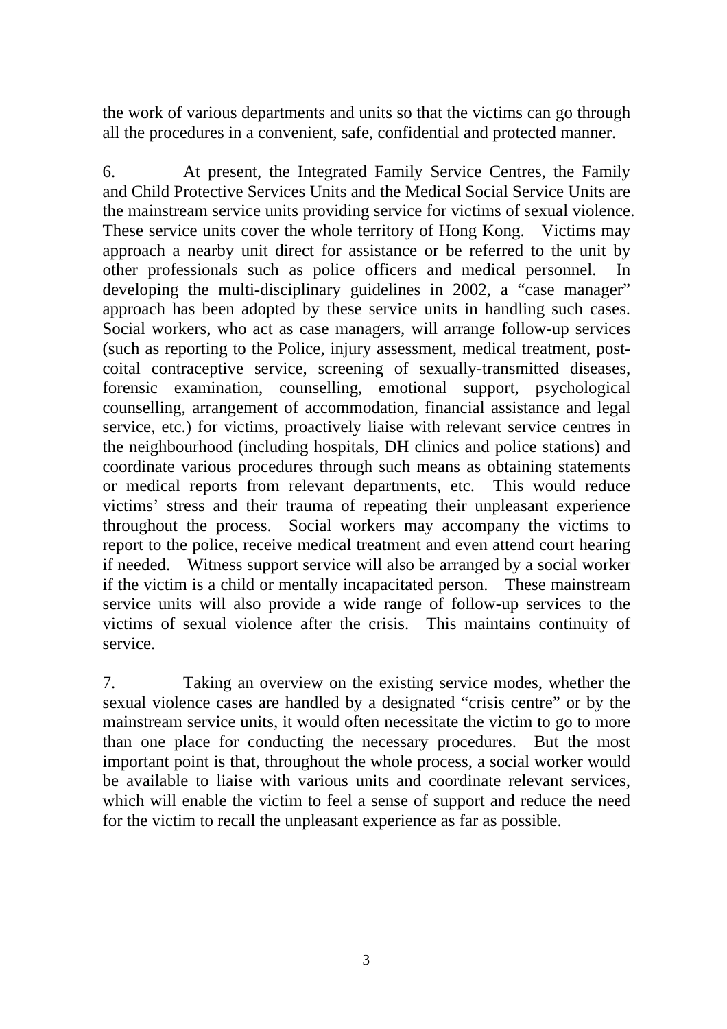the work of various departments and units so that the victims can go through all the procedures in a convenient, safe, confidential and protected manner.

6. At present, the Integrated Family Service Centres, the Family and Child Protective Services Units and the Medical Social Service Units are the mainstream service units providing service for victims of sexual violence. These service units cover the whole territory of Hong Kong. Victims may approach a nearby unit direct for assistance or be referred to the unit by other professionals such as police officers and medical personnel. In developing the multi-disciplinary guidelines in 2002, a "case manager" approach has been adopted by these service units in handling such cases. Social workers, who act as case managers, will arrange follow-up services (such as reporting to the Police, injury assessment, medical treatment, post-coital contraceptive service, screening of sexually-transmitted diseases, forensic examination, counselling, emotional support, psychological counselling, arrangement of accommodation, financial assistance and legal service, etc.) for victims, proactively liaise with relevant service centres in the neighbourhood (including hospitals, DH clinics and police stations) and coordinate various procedures through such means as obtaining statements or medical reports from relevant departments, etc. This would reduce victims' stress and their trauma of repeating their unpleasant experience throughout the process. Social workers may accompany the victims to report to the police, receive medical treatment and even attend court hearing if needed. Witness support service will also be arranged by a social worker if the victim is a child or mentally incapacitated person. These mainstream service units will also provide a wide range of follow-up services to the victims of sexual violence after the crisis. This maintains continuity of service.

7. Taking an overview on the existing service modes, whether the sexual violence cases are handled by a designated "crisis centre" or by the mainstream service units, it would often necessitate the victim to go to more than one place for conducting the necessary procedures. But the most important point is that, throughout the whole process, a social worker would be available to liaise with various units and coordinate relevant services, which will enable the victim to feel a sense of support and reduce the need for the victim to recall the unpleasant experience as far as possible.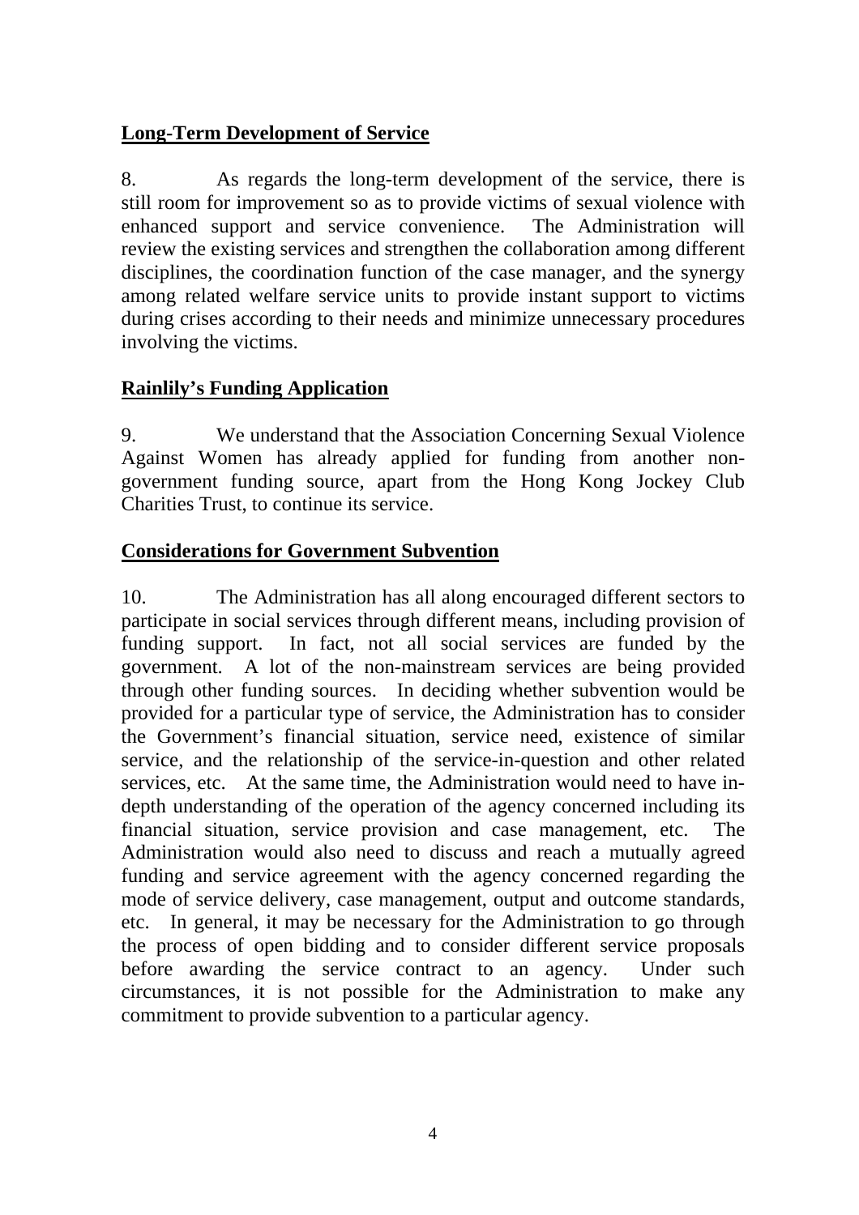**Long-Term Development of Service**

8. As regards the long-term development of the service, there is still room for improvement so as to provide victims of sexual violence with enhanced support and service convenience. The Administration will review the existing services and strengthen the collaboration among different disciplines, the coordination function of the case manager, and the synergy among related welfare service units to provide instant support to victims during crises according to their needs and minimize unnecessary procedures involving the victims.

**Rainlily's Funding Application**

9. We understand that the Association Concerning Sexual Violence Against Women has already applied for funding from another non-government funding source, apart from the Hong Kong Jockey Club Charities Trust, to continue its service.

**Considerations for Government Subvention**

10. The Administration has all along encouraged different sectors to participate in social services through different means, including provision of funding support. In fact, not all social services are funded by the government. A lot of the non-mainstream services are being provided through other funding sources. In deciding whether subvention would be provided for a particular type of service, the Administration has to consider the Government's financial situation, service need, existence of similar service, and the relationship of the service-in-question and other related services, etc. At the same time, the Administration would need to have in-depth understanding of the operation of the agency concerned including its financial situation, service provision and case management, etc. The Administration would also need to discuss and reach a mutually agreed funding and service agreement with the agency concerned regarding the mode of service delivery, case management, output and outcome standards, etc. In general, it may be necessary for the Administration to go through the process of open bidding and to consider different service proposals before awarding the service contract to an agency. Under such circumstances, it is not possible for the Administration to make any commitment to provide subvention to a particular agency.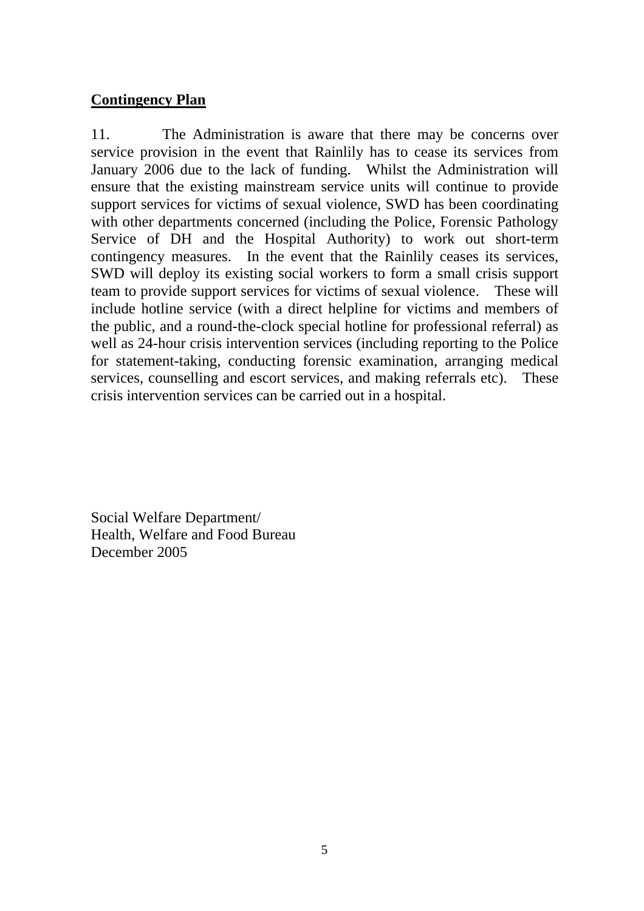**<u>Contingency Plan</u>**

11. The Administration is aware that there may be concerns over service provision in the event that Rainlily has to cease its services from January 2006 due to the lack of funding. Whilst the Administration will ensure that the existing mainstream service units will continue to provide support services for victims of sexual violence, SWD has been coordinating with other departments concerned (including the Police, Forensic Pathology Service of DH and the Hospital Authority) to work out short-term contingency measures. In the event that the Rainlily ceases its services, SWD will deploy its existing social workers to form a small crisis support team to provide support services for victims of sexual violence. These will include hotline service (with a direct helpline for victims and members of the public, and a round-the-clock special hotline for professional referral) as well as 24-hour crisis intervention services (including reporting to the Police for statement-taking, conducting forensic examination, arranging medical services, counselling and escort services, and making referrals etc). These crisis intervention services can be carried out in a hospital.

Social Welfare Department/
Health, Welfare and Food Bureau
December 2005